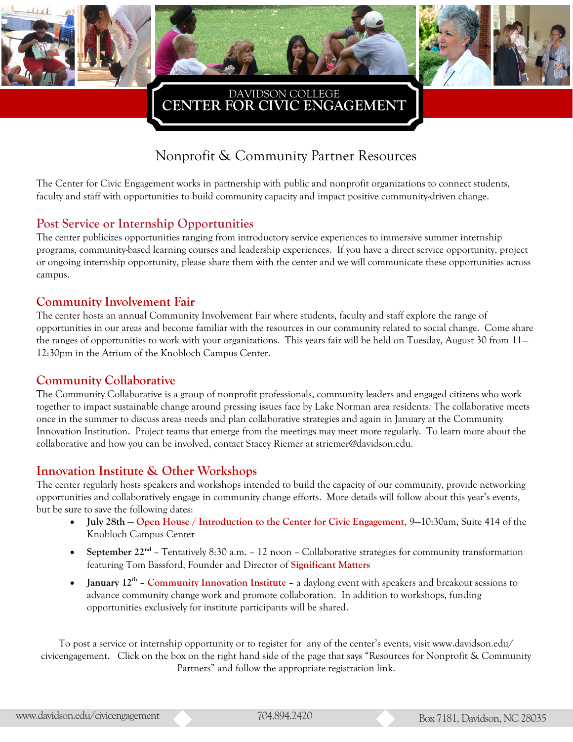DAVIDSON COLLEGE

# CENTER FOR CIVIC ENGAGEMENT

## Nonprofit & Community Partner Resources

The Center for Civic Engagement works in partnership with public and nonprofit organizations to connect students, faculty and staff with opportunities to build community capacity and impact positive community-driven change.

### Post Service or Internship Opportunities

The center publicizes opportunities ranging from introductory service experiences to immersive summer internship programs, community-based learning courses and leadership experiences. If you have a direct service opportunity, project or ongoing internship opportunity, please share them with the center and we will communicate these opportunities across campus.

### Community Involvement Fair

The center hosts an annual Community Involvement Fair where students, faculty and staff explore the range of opportunities in our areas and become familiar with the resources in our community related to social change. Come share the ranges of opportunities to work with your organizations. This years fair will be held on Tuesday, August 30 from 11—12:30pm in the Atrium of the Knobloch Campus Center.

### Community Collaborative

The Community Collaborative is a group of nonprofit professionals, community leaders and engaged citizens who work together to impact sustainable change around pressing issues face by Lake Norman area residents. The collaborative meets once in the summer to discuss areas needs and plan collaborative strategies and again in January at the Community Innovation Institution. Project teams that emerge from the meetings may meet more regularly. To learn more about the collaborative and how you can be involved, contact Stacey Riemer at striemer@davidson.edu.

### Innovation Institute & Other Workshops

The center regularly hosts speakers and workshops intended to build the capacity of our community, provide networking opportunities and collaboratively engage in community change efforts. More details will follow about this year's events, but be sure to save the following dates:

- **July 28th** — Open House / Introduction to the Center for Civic Engagement, 9—10:30am, Suite 414 of the Knobloch Campus Center
- **September 22nd** – Tentatively 8:30 a.m. – 12 noon – Collaborative strategies for community transformation featuring Tom Bassford, Founder and Director of Significant Matters
- **January 12th** – Community Innovation Institute – a daylong event with speakers and breakout sessions to advance community change work and promote collaboration. In addition to workshops, funding opportunities exclusively for institute participants will be shared.

To post a service or internship opportunity or to register for any of the center's events, visit www.davidson.edu/civicengagement. Click on the box on the right hand side of the page that says "Resources for Nonprofit & Community Partners" and follow the appropriate registration link.

www.davidson.edu/civicengagement | 704.894.2420 | Box 7181, Davidson, NC 28035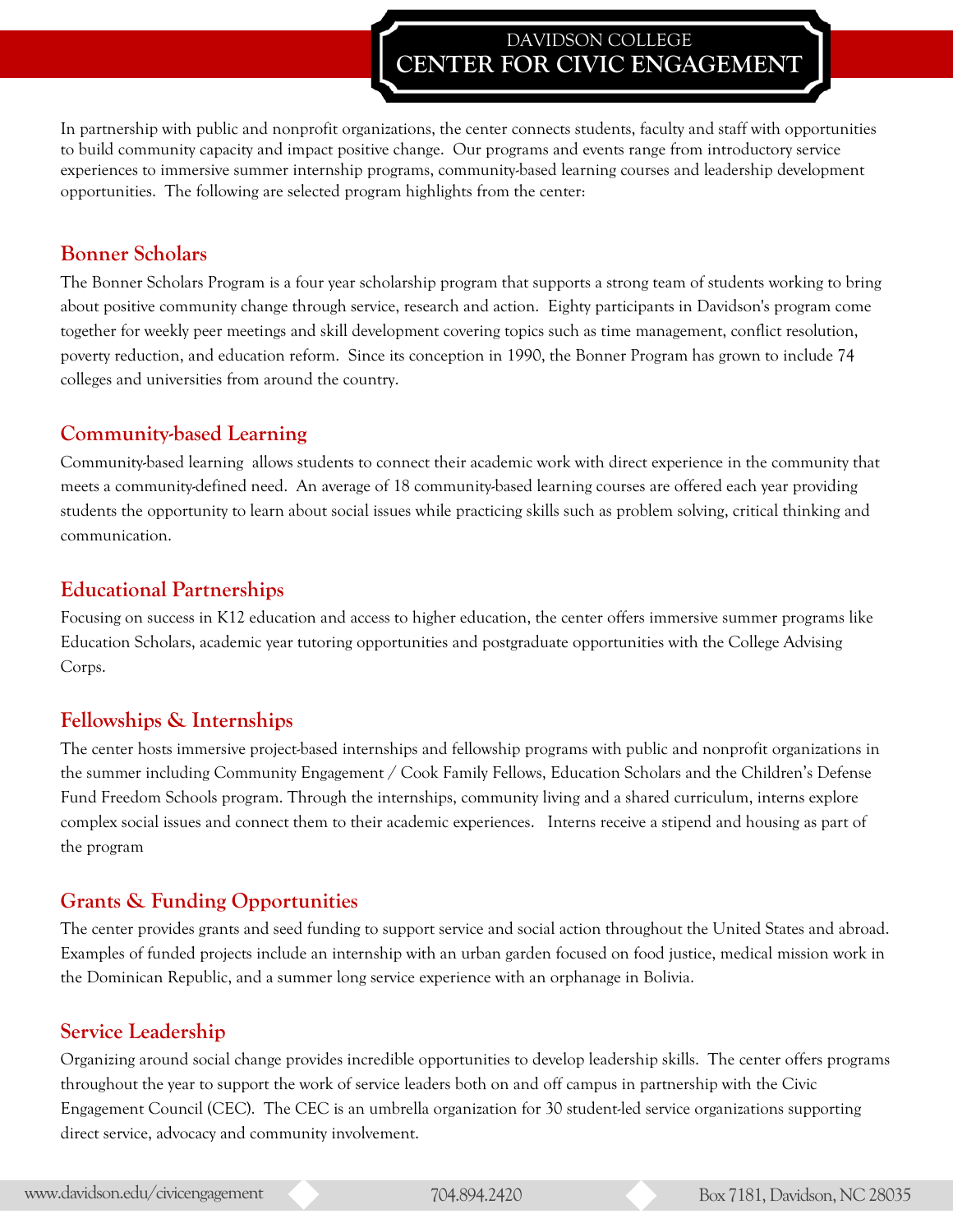# DAVIDSON COLLEGE CENTER FOR CIVIC ENGAGEMENT

In partnership with public and nonprofit organizations, the center connects students, faculty and staff with opportunities to build community capacity and impact positive change. Our programs and events range from introductory service experiences to immersive summer internship programs, community-based learning courses and leadership development opportunities. The following are selected program highlights from the center:

## Bonner Scholars

The Bonner Scholars Program is a four year scholarship program that supports a strong team of students working to bring about positive community change through service, research and action. Eighty participants in Davidson's program come together for weekly peer meetings and skill development covering topics such as time management, conflict resolution, poverty reduction, and education reform. Since its conception in 1990, the Bonner Program has grown to include 74 colleges and universities from around the country.

## Community-based Learning

Community-based learning allows students to connect their academic work with direct experience in the community that meets a community-defined need. An average of 18 community-based learning courses are offered each year providing students the opportunity to learn about social issues while practicing skills such as problem solving, critical thinking and communication.

## Educational Partnerships

Focusing on success in K12 education and access to higher education, the center offers immersive summer programs like Education Scholars, academic year tutoring opportunities and postgraduate opportunities with the College Advising Corps.

## Fellowships & Internships

The center hosts immersive project-based internships and fellowship programs with public and nonprofit organizations in the summer including Community Engagement / Cook Family Fellows, Education Scholars and the Children's Defense Fund Freedom Schools program. Through the internships, community living and a shared curriculum, interns explore complex social issues and connect them to their academic experiences. Interns receive a stipend and housing as part of the program

## Grants & Funding Opportunities

The center provides grants and seed funding to support service and social action throughout the United States and abroad. Examples of funded projects include an internship with an urban garden focused on food justice, medical mission work in the Dominican Republic, and a summer long service experience with an orphanage in Bolivia.

## Service Leadership

Organizing around social change provides incredible opportunities to develop leadership skills. The center offers programs throughout the year to support the work of service leaders both on and off campus in partnership with the Civic Engagement Council (CEC). The CEC is an umbrella organization for 30 student-led service organizations supporting direct service, advocacy and community involvement.

www.davidson.edu/civicengagement 704.894.2420 Box 7181, Davidson, NC 28035